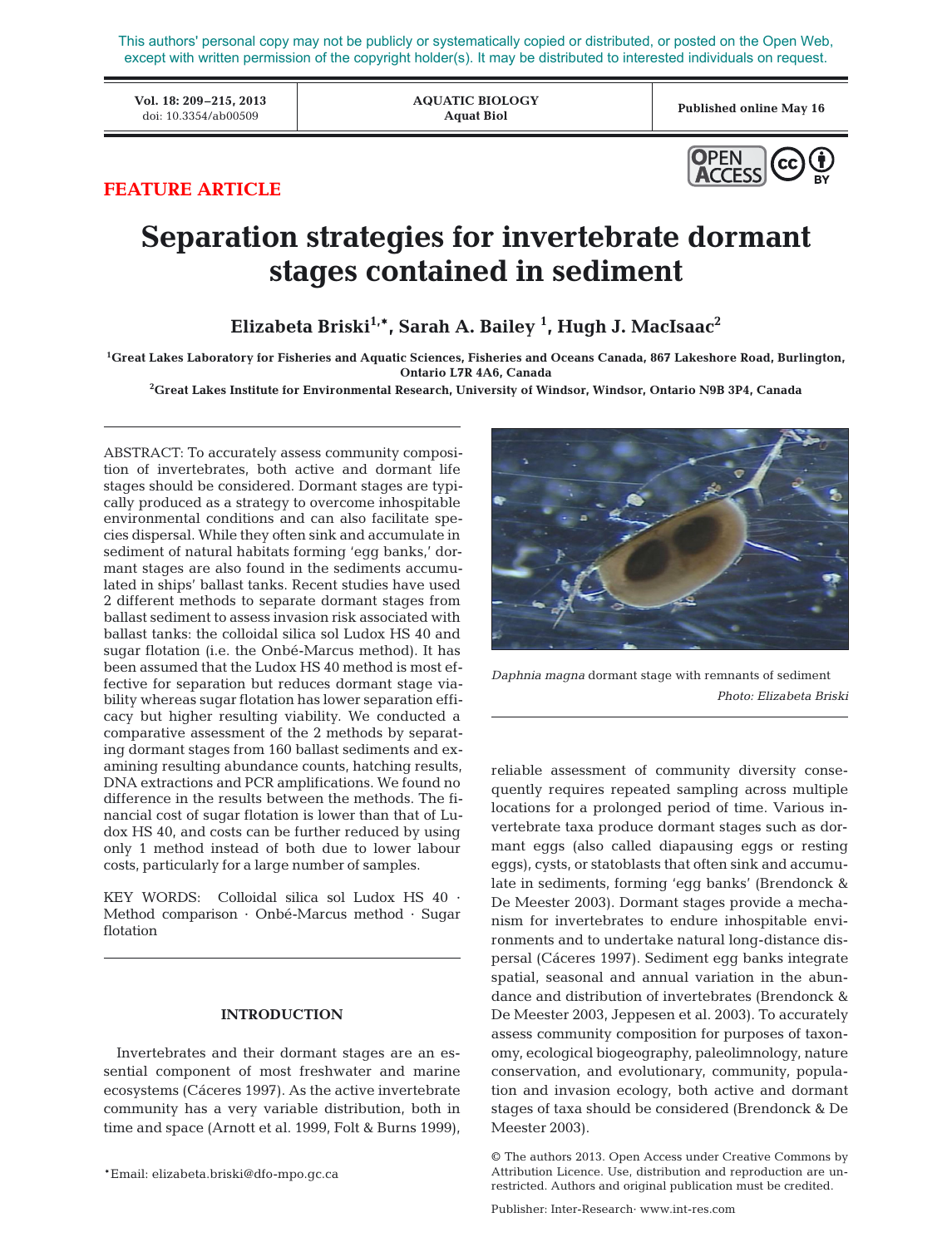This authors' personal copy may not be publicly or systematically copied or distributed, or posted on the Open Web, except with written permission of the copyright holder(s). It may be distributed to interested individuals on request.

**FEATURE ARTICLE**

# Separation strategies for invertebrate dormant stages contained in sediment

**Elizabeta Briski[1,*], Sarah A. Bailey [1], Hugh J. MacIsaac[2]**

[1]Great Lakes Laboratory for Fisheries and Aquatic Sciences, Fisheries and Oceans Canada, 867 Lakeshore Road, Burlington, Ontario L7R 4A6, Canada

[2]Great Lakes Institute for Environmental Research, University of Windsor, Windsor, Ontario N9B 3P4, Canada

ABSTRACT: To accurately assess community composition of invertebrates, both active and dormant life stages should be considered. Dormant stages are typically produced as a strategy to overcome inhospitable environmental conditions and can also facilitate species dispersal. While they often sink and accumulate in sediment of natural habitats forming 'egg banks,' dormant stages are also found in the sediments accumulated in ships' ballast tanks. Recent studies have used 2 different methods to separate dormant stages from ballast sediment to assess invasion risk associated with ballast tanks: the colloidal silica sol Ludox HS 40 and sugar flotation (i.e. the Onbé-Marcus method). It has been assumed that the Ludox HS 40 method is most effective for separation but reduces dormant stage viability whereas sugar flotation has lower separation efficacy but higher resulting viability. We conducted a comparative assessment of the 2 methods by separating dormant stages from 160 ballast sediments and examining resulting abundance counts, hatching results, DNA extractions and PCR amplifications. We found no difference in the results between the methods. The financial cost of sugar flotation is lower than that of Ludox HS 40, and costs can be further reduced by using only 1 method instead of both due to lower labour costs, particularly for a large number of samples.

KEY WORDS: Colloidal silica sol Ludox HS 40 · Method comparison · Onbé-Marcus method · Sugar flotation

*Daphnia magna* dormant stage with remnants of sediment
*Photo: Elizabeta Briski*

## INTRODUCTION

Invertebrates and their dormant stages are an essential component of most freshwater and marine ecosystems (Cáceres 1997). As the active invertebrate community has a very variable distribution, both in time and space (Arnott et al. 1999, Folt & Burns 1999), reliable assessment of community diversity consequently requires repeated sampling across multiple locations for a prolonged period of time. Various invertebrate taxa produce dormant stages such as dormant eggs (also called diapausing eggs or resting eggs), cysts, or statoblasts that often sink and accumulate in sediments, forming 'egg banks' (Brendonck & De Meester 2003). Dormant stages provide a mechanism for invertebrates to endure inhospitable environments and to undertake natural long-distance dispersal (Cáceres 1997). Sediment egg banks integrate spatial, seasonal and annual variation in the abundance and distribution of invertebrates (Brendonck & De Meester 2003, Jeppesen et al. 2003). To accurately assess community composition for purposes of taxonomy, ecological biogeography, paleolimnology, nature conservation, and evolutionary, community, population and invasion ecology, both active and dormant stages of taxa should be considered (Brendonck & De Meester 2003).

*Email: elizabeta.briski@dfo-mpo.gc.ca

© The authors 2013. Open Access under Creative Commons by Attribution Licence. Use, distribution and reproduction are unrestricted. Authors and original publication must be credited.

Publisher: Inter-Research · www.int-res.com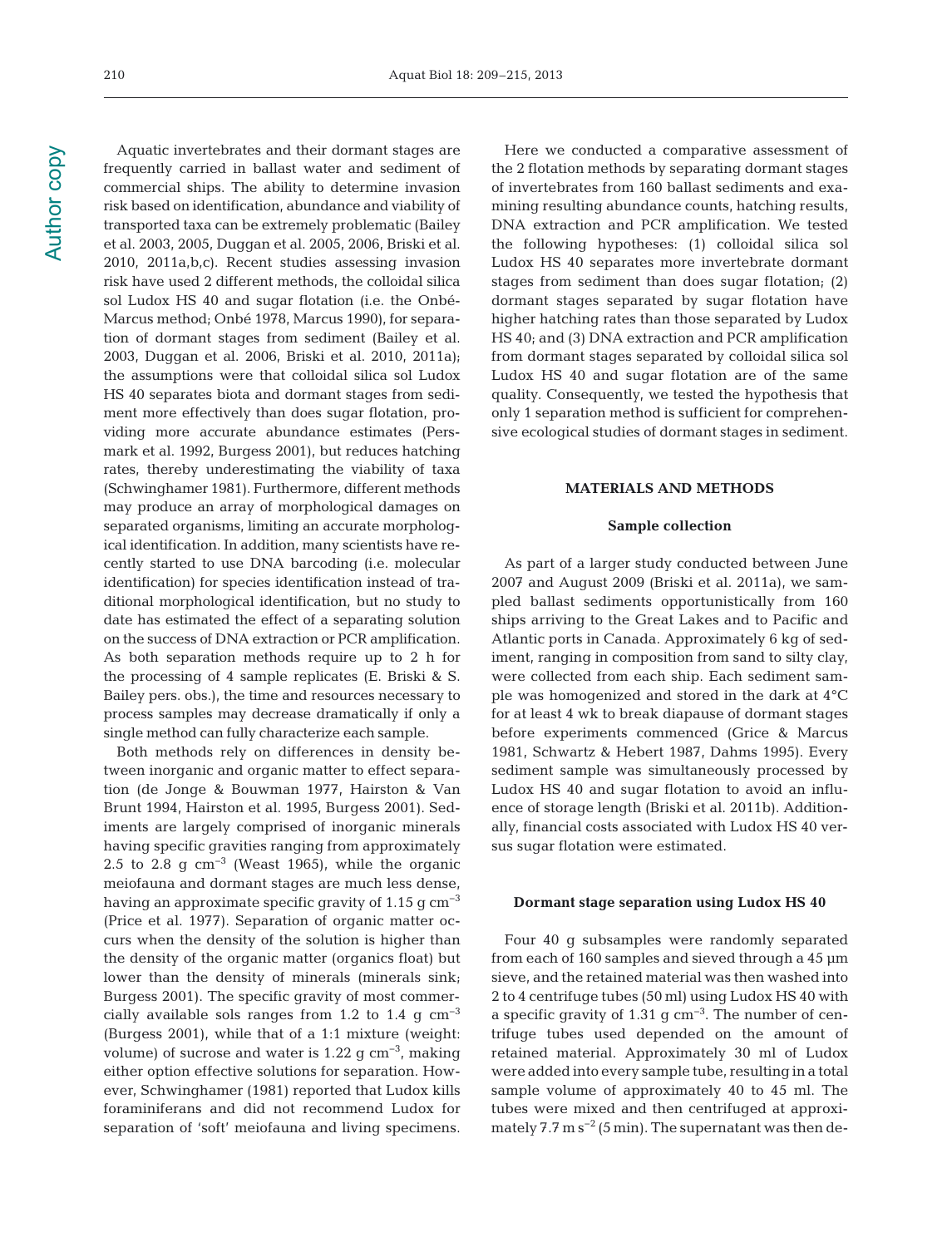Aquatic invertebrates and their dormant stages are frequently carried in ballast water and sediment of commercial ships. The ability to determine invasion risk based on identification, abundance and viability of transported taxa can be extremely problematic (Bailey et al. 2003, 2005, Duggan et al. 2005, 2006, Briski et al. 2010, 2011a,b,c). Recent studies assessing invasion risk have used 2 different methods, the colloidal silica sol Ludox HS 40 and sugar flotation (i.e. the Onbé-Marcus method; Onbé 1978, Marcus 1990), for separation of dormant stages from sediment (Bailey et al. 2003, Duggan et al. 2006, Briski et al. 2010, 2011a); the assumptions were that colloidal silica sol Ludox HS 40 separates biota and dormant stages from sediment more effectively than does sugar flotation, providing more accurate abundance estimates (Persmark et al. 1992, Burgess 2001), but reduces hatching rates, thereby underestimating the viability of taxa (Schwinghamer 1981). Furthermore, different methods may produce an array of morphological damages on separated organisms, limiting an accurate morphological identification. In addition, many scientists have recently started to use DNA barcoding (i.e. molecular identification) for species identification instead of traditional morphological identification, but no study to date has estimated the effect of a separating solution on the success of DNA extraction or PCR amplification. As both separation methods require up to 2 h for the processing of 4 sample replicates (E. Briski & S. Bailey pers. obs.), the time and resources necessary to process samples may decrease dramatically if only a single method can fully characterize each sample.

Both methods rely on differences in density between inorganic and organic matter to effect separation (de Jonge & Bouwman 1977, Hairston & Van Brunt 1994, Hairston et al. 1995, Burgess 2001). Sediments are largely comprised of inorganic minerals having specific gravities ranging from approximately 2.5 to 2.8 g $cm^{-3}$ (Weast 1965), while the organic meiofauna and dormant stages are much less dense, having an approximate specific gravity of 1.15 g $cm^{-3}$ (Price et al. 1977). Separation of organic matter occurs when the density of the solution is higher than the density of the organic matter (organics float) but lower than the density of minerals (minerals sink; Burgess 2001). The specific gravity of most commercially available sols ranges from 1.2 to 1.4 g $cm^{-3}$ (Burgess 2001), while that of a 1:1 mixture (weight: volume) of sucrose and water is 1.22 g $cm^{-3}$, making either option effective solutions for separation. However, Schwinghamer (1981) reported that Ludox kills foraminiferans and did not recommend Ludox for separation of 'soft' meiofauna and living specimens.

Here we conducted a comparative assessment of the 2 flotation methods by separating dormant stages of invertebrates from 160 ballast sediments and examining resulting abundance counts, hatching results, DNA extraction and PCR amplification. We tested the following hypotheses: (1) colloidal silica sol Ludox HS 40 separates more invertebrate dormant stages from sediment than does sugar flotation; (2) dormant stages separated by sugar flotation have higher hatching rates than those separated by Ludox HS 40; and (3) DNA extraction and PCR amplification from dormant stages separated by colloidal silica sol Ludox HS 40 and sugar flotation are of the same quality. Consequently, we tested the hypothesis that only 1 separation method is sufficient for comprehensive ecological studies of dormant stages in sediment.

## MATERIALS AND METHODS

### Sample collection

As part of a larger study conducted between June 2007 and August 2009 (Briski et al. 2011a), we sampled ballast sediments opportunistically from 160 ships arriving to the Great Lakes and to Pacific and Atlantic ports in Canada. Approximately 6 kg of sediment, ranging in composition from sand to silty clay, were collected from each ship. Each sediment sample was homogenized and stored in the dark at 4°C for at least 4 wk to break diapause of dormant stages before experiments commenced (Grice & Marcus 1981, Schwartz & Hebert 1987, Dahms 1995). Every sediment sample was simultaneously processed by Ludox HS 40 and sugar flotation to avoid an influence of storage length (Briski et al. 2011b). Additionally, financial costs associated with Ludox HS 40 versus sugar flotation were estimated.

### Dormant stage separation using Ludox HS 40

Four 40 g subsamples were randomly separated from each of 160 samples and sieved through a 45 µm sieve, and the retained material was then washed into 2 to 4 centrifuge tubes (50 ml) using Ludox HS 40 with a specific gravity of 1.31 g $cm^{-3}$. The number of centrifuge tubes used depended on the amount of retained material. Approximately 30 ml of Ludox were added into every sample tube, resulting in a total sample volume of approximately 40 to 45 ml. The tubes were mixed and then centrifuged at approximately 7.7 m $s^{-2}$ (5 min). The supernatant was then de-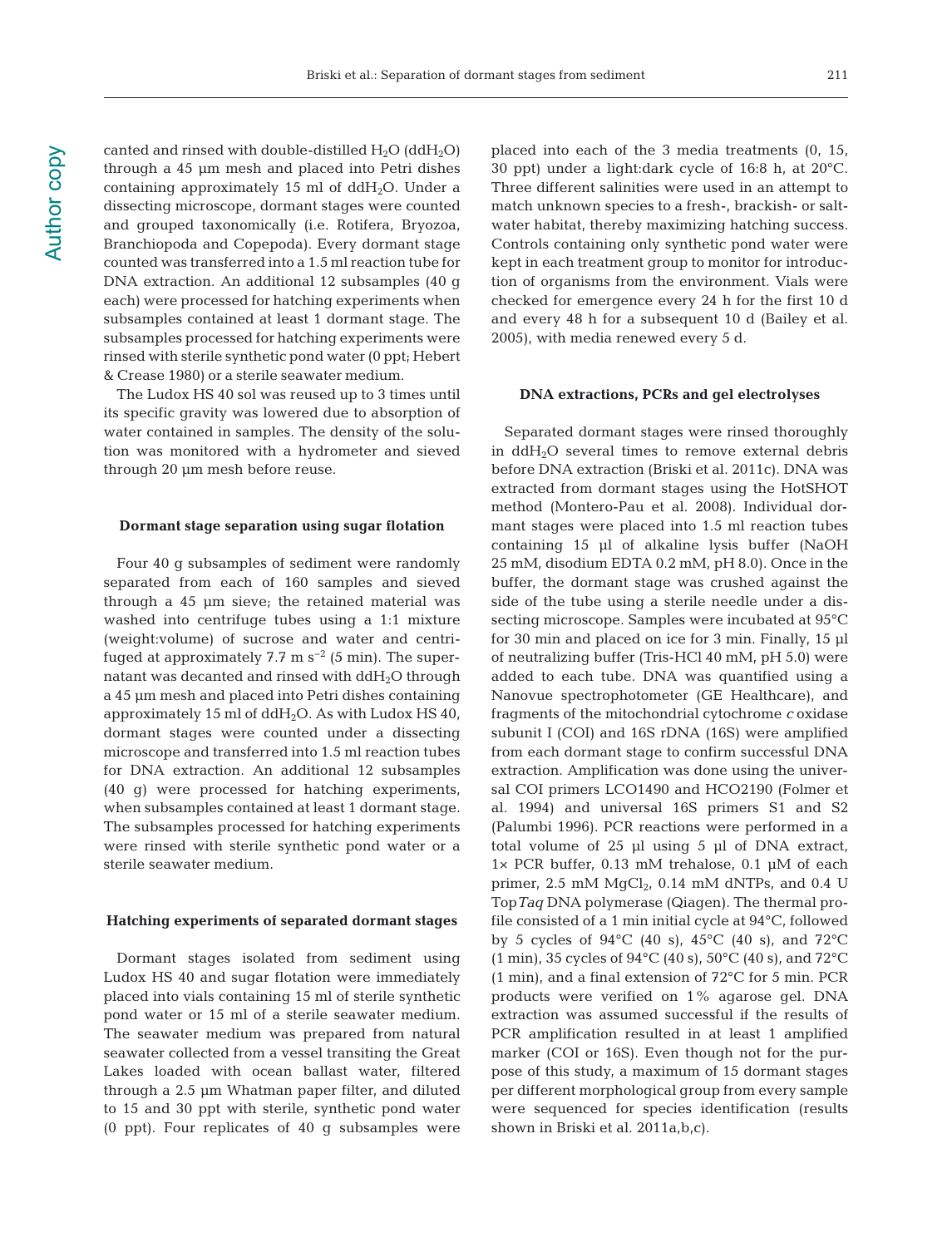canted and rinsed with double-distilled $H_2O$ ($ddH_2O$) through a 45 µm mesh and placed into Petri dishes containing approximately 15 ml of $ddH_2O$. Under a dissecting microscope, dormant stages were counted and grouped taxonomically (i.e. Rotifera, Bryozoa, Branchiopoda and Copepoda). Every dormant stage counted was transferred into a 1.5 ml reaction tube for DNA extraction. An additional 12 subsamples (40 g each) were processed for hatching experiments when subsamples contained at least 1 dormant stage. The subsamples processed for hatching experiments were rinsed with sterile synthetic pond water (0 ppt; Hebert & Crease 1980) or a sterile seawater medium.

The Ludox HS 40 sol was reused up to 3 times until its specific gravity was lowered due to absorption of water contained in samples. The density of the solution was monitored with a hydrometer and sieved through 20 µm mesh before reuse.

### Dormant stage separation using sugar flotation

Four 40 g subsamples of sediment were randomly separated from each of 160 samples and sieved through a 45 µm sieve; the retained material was washed into centrifuge tubes using a 1:1 mixture (weight:volume) of sucrose and water and centrifuged at approximately 7.7 m $s^{-2}$ (5 min). The supernatant was decanted and rinsed with $ddH_2O$ through a 45 µm mesh and placed into Petri dishes containing approximately 15 ml of $ddH_2O$. As with Ludox HS 40, dormant stages were counted under a dissecting microscope and transferred into 1.5 ml reaction tubes for DNA extraction. An additional 12 subsamples (40 g) were processed for hatching experiments, when subsamples contained at least 1 dormant stage. The subsamples processed for hatching experiments were rinsed with sterile synthetic pond water or a sterile seawater medium.

### Hatching experiments of separated dormant stages

Dormant stages isolated from sediment using Ludox HS 40 and sugar flotation were immediately placed into vials containing 15 ml of sterile synthetic pond water or 15 ml of a sterile seawater medium. The seawater medium was prepared from natural seawater collected from a vessel transiting the Great Lakes loaded with ocean ballast water, filtered through a 2.5 µm Whatman paper filter, and diluted to 15 and 30 ppt with sterile, synthetic pond water (0 ppt). Four replicates of 40 g subsamples were placed into each of the 3 media treatments (0, 15, 30 ppt) under a light:dark cycle of 16:8 h, at 20°C. Three different salinities were used in an attempt to match unknown species to a fresh-, brackish- or saltwater habitat, thereby maximizing hatching success. Controls containing only synthetic pond water were kept in each treatment group to monitor for introduction of organisms from the environment. Vials were checked for emergence every 24 h for the first 10 d and every 48 h for a subsequent 10 d (Bailey et al. 2005), with media renewed every 5 d.

### DNA extractions, PCRs and gel electrolyses

Separated dormant stages were rinsed thoroughly in $ddH_2O$ several times to remove external debris before DNA extraction (Briski et al. 2011c). DNA was extracted from dormant stages using the HotSHOT method (Montero-Pau et al. 2008). Individual dormant stages were placed into 1.5 ml reaction tubes containing 15 µl of alkaline lysis buffer (NaOH 25 mM, disodium EDTA 0.2 mM, pH 8.0). Once in the buffer, the dormant stage was crushed against the side of the tube using a sterile needle under a dissecting microscope. Samples were incubated at 95°C for 30 min and placed on ice for 3 min. Finally, 15 µl of neutralizing buffer (Tris-HCl 40 mM, pH 5.0) were added to each tube. DNA was quantified using a Nanovue spectrophotometer (GE Healthcare), and fragments of the mitochondrial cytochrome *c* oxidase subunit I (COI) and 16S rDNA (16S) were amplified from each dormant stage to confirm successful DNA extraction. Amplification was done using the universal COI primers LCO1490 and HCO2190 (Folmer et al. 1994) and universal 16S primers S1 and S2 (Palumbi 1996). PCR reactions were performed in a total volume of 25 µl using 5 µl of DNA extract, 1× PCR buffer, 0.13 mM trehalose, 0.1 µM of each primer, 2.5 mM $MgCl_2$, 0.14 mM dNTPs, and 0.4 U Top*Taq* DNA polymerase (Qiagen). The thermal profile consisted of a 1 min initial cycle at 94°C, followed by 5 cycles of 94°C (40 s), 45°C (40 s), and 72°C (1 min), 35 cycles of 94°C (40 s), 50°C (40 s), and 72°C (1 min), and a final extension of 72°C for 5 min. PCR products were verified on 1% agarose gel. DNA extraction was assumed successful if the results of PCR amplification resulted in at least 1 amplified marker (COI or 16S). Even though not for the purpose of this study, a maximum of 15 dormant stages per different morphological group from every sample were sequenced for species identification (results shown in Briski et al. 2011a,b,c).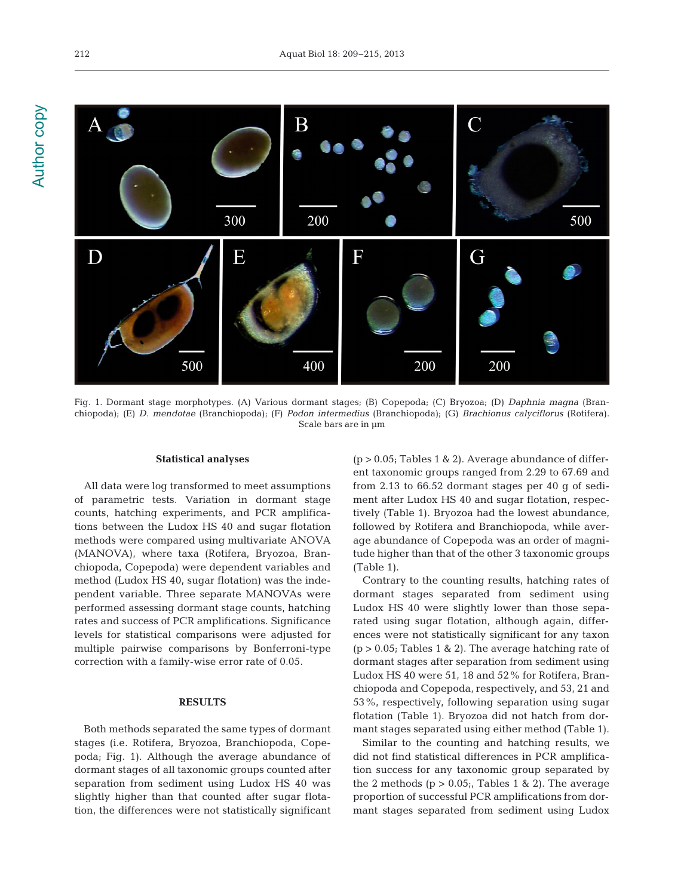Fig. 1. Dormant stage morphotypes. (A) Various dormant stages; (B) Copepoda; (C) Bryozoa; (D) *Daphnia magna* (Branchiopoda); (E) *D. mendotae* (Branchiopoda); (F) *Podon intermedius* (Branchiopoda); (G) *Brachionus calyciflorus* (Rotifera). Scale bars are in µm

### Statistical analyses

All data were log transformed to meet assumptions of parametric tests. Variation in dormant stage counts, hatching experiments, and PCR amplifications between the Ludox HS 40 and sugar flotation methods were compared using multivariate ANOVA (MANOVA), where taxa (Rotifera, Bryozoa, Branchiopoda, Copepoda) were dependent variables and method (Ludox HS 40, sugar flotation) was the independent variable. Three separate MANOVAs were performed assessing dormant stage counts, hatching rates and success of PCR amplifications. Significance levels for statistical comparisons were adjusted for multiple pairwise comparisons by Bonferroni-type correction with a family-wise error rate of 0.05.

## RESULTS

Both methods separated the same types of dormant stages (i.e. Rotifera, Bryozoa, Branchiopoda, Copepoda; Fig. 1). Although the average abundance of dormant stages of all taxonomic groups counted after separation from sediment using Ludox HS 40 was slightly higher than that counted after sugar flotation, the differences were not statistically significant ($p > 0.05$; Tables 1 & 2). Average abundance of different taxonomic groups ranged from 2.29 to 67.69 and from 2.13 to 66.52 dormant stages per 40 g of sediment after Ludox HS 40 and sugar flotation, respectively (Table 1). Bryozoa had the lowest abundance, followed by Rotifera and Branchiopoda, while average abundance of Copepoda was an order of magnitude higher than that of the other 3 taxonomic groups (Table 1).

Contrary to the counting results, hatching rates of dormant stages separated from sediment using Ludox HS 40 were slightly lower than those separated using sugar flotation, although again, differences were not statistically significant for any taxon ($p > 0.05$; Tables 1 & 2). The average hatching rate of dormant stages after separation from sediment using Ludox HS 40 were 51, 18 and 52% for Rotifera, Branchiopoda and Copepoda, respectively, and 53, 21 and 53%, respectively, following separation using sugar flotation (Table 1). Bryozoa did not hatch from dormant stages separated using either method (Table 1).

Similar to the counting and hatching results, we did not find statistical differences in PCR amplification success for any taxonomic group separated by the 2 methods ($p > 0.05$;, Tables 1 & 2). The average proportion of successful PCR amplifications from dormant stages separated from sediment using Ludox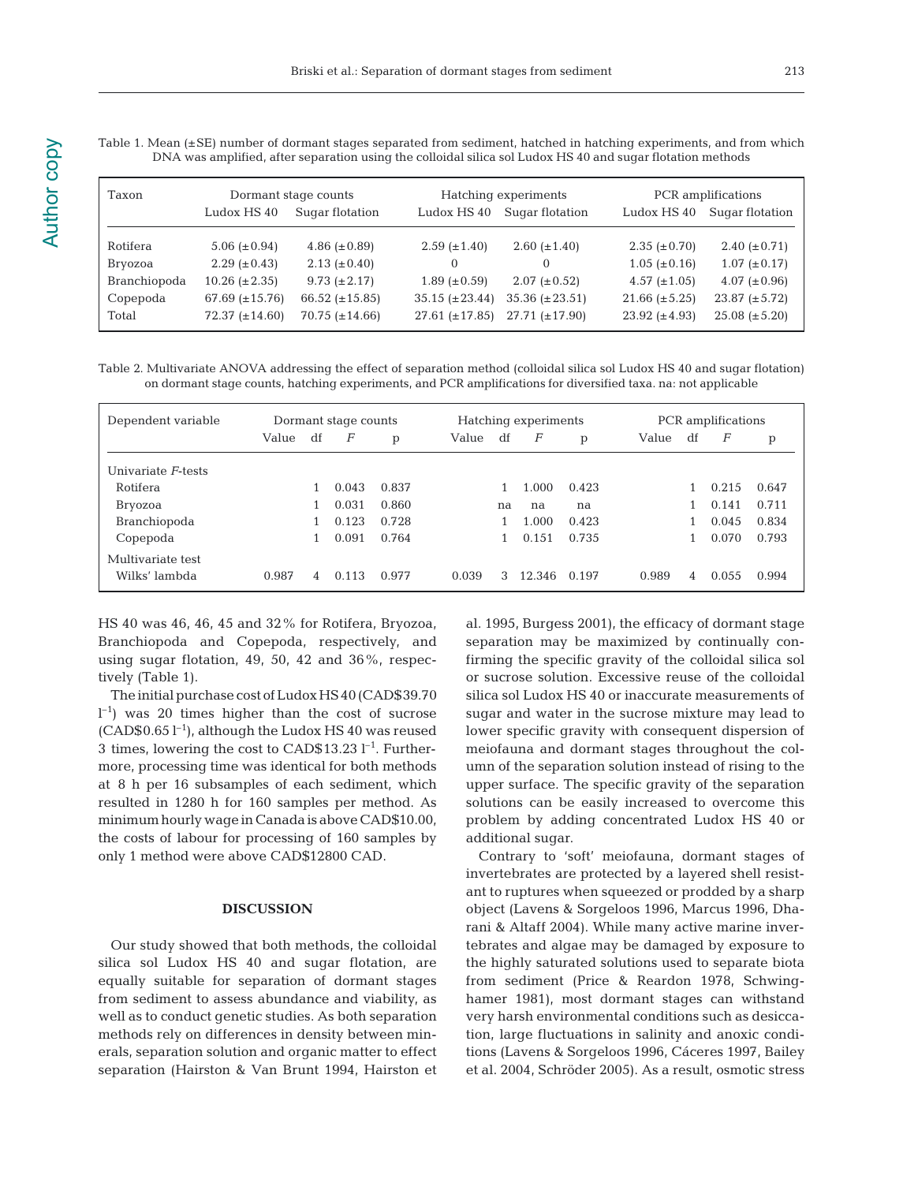Table 1. Mean (±SE) number of dormant stages separated from sediment, hatched in hatching experiments, and from which DNA was amplified, after separation using the colloidal silica sol Ludox HS 40 and sugar flotation methods

| Taxon | Dormant stage counts | | Hatching experiments | | PCR amplifications | |
|---|---|---|---|---|---|---|
| | Ludox HS 40 | Sugar flotation | Ludox HS 40 | Sugar flotation | Ludox HS 40 | Sugar flotation |
| Rotifera | 5.06 (±0.94) | 4.86 (±0.89) | 2.59 (±1.40) | 2.60 (±1.40) | 2.35 (±0.70) | 2.40 (±0.71) |
| Bryozoa | 2.29 (±0.43) | 2.13 (±0.40) | 0 | 0 | 1.05 (±0.16) | 1.07 (±0.17) |
| Branchiopoda | 10.26 (±2.35) | 9.73 (±2.17) | 1.89 (±0.59) | 2.07 (±0.52) | 4.57 (±1.05) | 4.07 (±0.96) |
| Copepoda | 67.69 (±15.76) | 66.52 (±15.85) | 35.15 (±23.44) | 35.36 (±23.51) | 21.66 (±5.25) | 23.87 (±5.72) |
| Total | 72.37 (±14.60) | 70.75 (±14.66) | 27.61 (±17.85) | 27.71 (±17.90) | 23.92 (±4.93) | 25.08 (±5.20) |

Table 2. Multivariate ANOVA addressing the effect of separation method (colloidal silica sol Ludox HS 40 and sugar flotation) on dormant stage counts, hatching experiments, and PCR amplifications for diversified taxa. na: not applicable

| Dependent variable | Dormant stage counts | | | | Hatching experiments | | | | PCR amplifications | | | |
|---|---|---|---|---|---|---|---|---|---|---|---|---|
| | Value | df | *F* | p | Value | df | *F* | p | Value | df | *F* | p |
| Univariate *F*-tests | | | | | | | | | | | | |
| Rotifera | | 1 | 0.043 | 0.837 | | 1 | 1.000 | 0.423 | | 1 | 0.215 | 0.647 |
| Bryozoa | | 1 | 0.031 | 0.860 | | na | na | na | | 1 | 0.141 | 0.711 |
| Branchiopoda | | 1 | 0.123 | 0.728 | | 1 | 1.000 | 0.423 | | 1 | 0.045 | 0.834 |
| Copepoda | | 1 | 0.091 | 0.764 | | 1 | 0.151 | 0.735 | | 1 | 0.070 | 0.793 |
| Multivariate test | | | | | | | | | | | | |
| Wilks' lambda | 0.987 | 4 | 0.113 | 0.977 | 0.039 | 3 | 12.346 | 0.197 | 0.989 | 4 | 0.055 | 0.994 |

HS 40 was 46, 46, 45 and 32% for Rotifera, Bryozoa, Branchiopoda and Copepoda, respectively, and using sugar flotation, 49, 50, 42 and 36%, respectively (Table 1).

The initial purchase cost of Ludox HS 40 (CAD$39.70 $l^{-1}$) was 20 times higher than the cost of sucrose (CAD$0.65 $l^{-1}$), although the Ludox HS 40 was reused 3 times, lowering the cost to CAD$13.23 $l^{-1}$. Furthermore, processing time was identical for both methods at 8 h per 16 subsamples of each sediment, which resulted in 1280 h for 160 samples per method. As minimum hourly wage in Canada is above CAD$10.00, the costs of labour for processing of 160 samples by only 1 method were above CAD$12800 CAD.

## DISCUSSION

Our study showed that both methods, the colloidal silica sol Ludox HS 40 and sugar flotation, are equally suitable for separation of dormant stages from sediment to assess abundance and viability, as well as to conduct genetic studies. As both separation methods rely on differences in density between minerals, separation solution and organic matter to effect separation (Hairston & Van Brunt 1994, Hairston et al. 1995, Burgess 2001), the efficacy of dormant stage separation may be maximized by continually confirming the specific gravity of the colloidal silica sol or sucrose solution. Excessive reuse of the colloidal silica sol Ludox HS 40 or inaccurate measurements of sugar and water in the sucrose mixture may lead to lower specific gravity with consequent dispersion of meiofauna and dormant stages throughout the column of the separation solution instead of rising to the upper surface. The specific gravity of the separation solutions can be easily increased to overcome this problem by adding concentrated Ludox HS 40 or additional sugar.

Contrary to 'soft' meiofauna, dormant stages of invertebrates are protected by a layered shell resistant to ruptures when squeezed or prodded by a sharp object (Lavens & Sorgeloos 1996, Marcus 1996, Dharani & Altaff 2004). While many active marine invertebrates and algae may be damaged by exposure to the highly saturated solutions used to separate biota from sediment (Price & Reardon 1978, Schwinghamer 1981), most dormant stages can withstand very harsh environmental conditions such as desiccation, large fluctuations in salinity and anoxic conditions (Lavens & Sorgeloos 1996, Cáceres 1997, Bailey et al. 2004, Schröder 2005). As a result, osmotic stress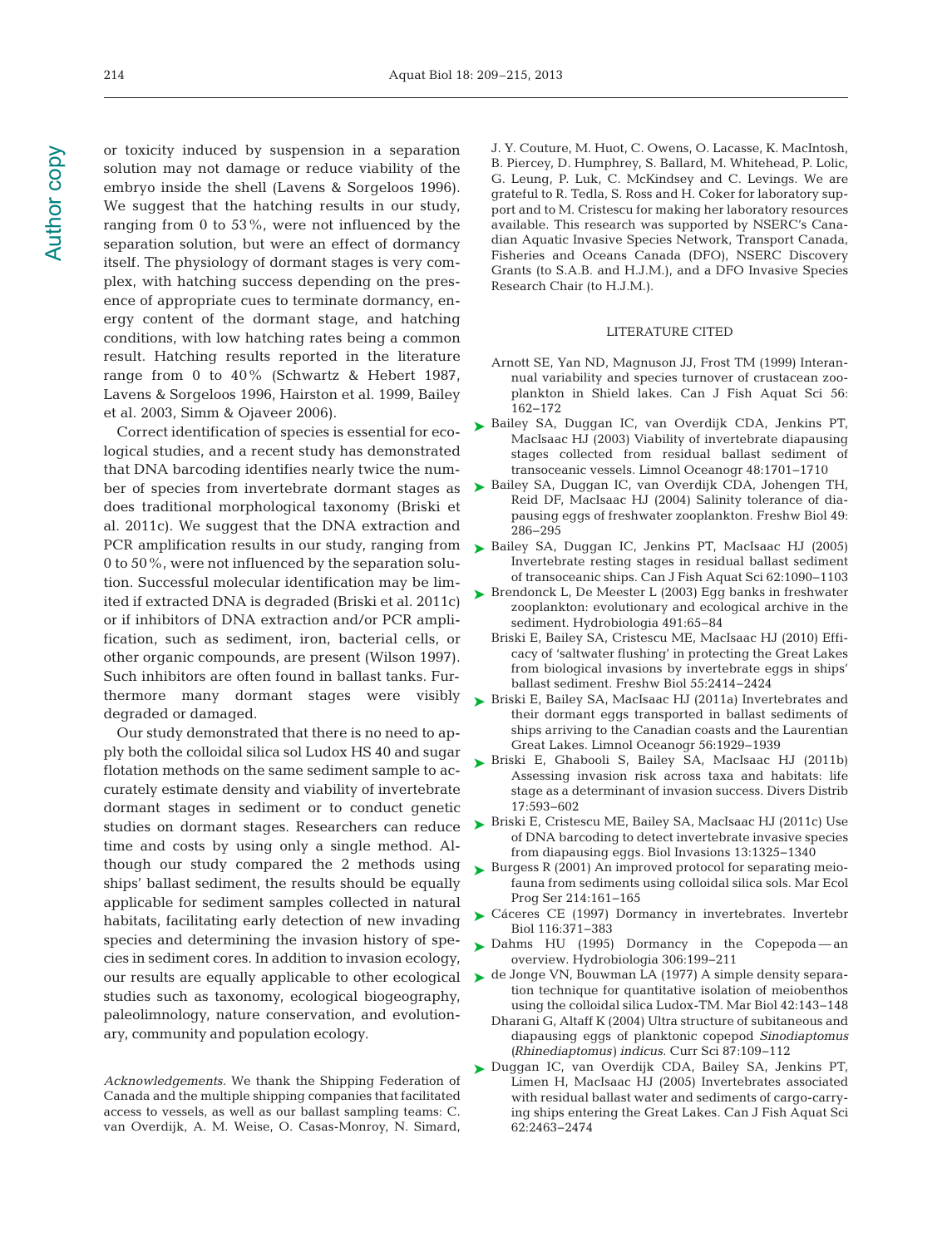or toxicity induced by suspension in a separation solution may not damage or reduce viability of the embryo inside the shell (Lavens & Sorgeloos 1996). We suggest that the hatching results in our study, ranging from 0 to 53%, were not influenced by the separation solution, but were an effect of dormancy itself. The physiology of dormant stages is very complex, with hatching success depending on the presence of appropriate cues to terminate dormancy, energy content of the dormant stage, and hatching conditions, with low hatching rates being a common result. Hatching results reported in the literature range from 0 to 40% (Schwartz & Hebert 1987, Lavens & Sorgeloos 1996, Hairston et al. 1999, Bailey et al. 2003, Simm & Ojaveer 2006).

Correct identification of species is essential for ecological studies, and a recent study has demonstrated that DNA barcoding identifies nearly twice the number of species from invertebrate dormant stages as does traditional morphological taxonomy (Briski et al. 2011c). We suggest that the DNA extraction and PCR amplification results in our study, ranging from 0 to 50%, were not influenced by the separation solution. Successful molecular identification may be limited if extracted DNA is degraded (Briski et al. 2011c) or if inhibitors of DNA extraction and/or PCR amplification, such as sediment, iron, bacterial cells, or other organic compounds, are present (Wilson 1997). Such inhibitors are often found in ballast tanks. Furthermore many dormant stages were visibly degraded or damaged.

Our study demonstrated that there is no need to apply both the colloidal silica sol Ludox HS 40 and sugar flotation methods on the same sediment sample to accurately estimate density and viability of invertebrate dormant stages in sediment or to conduct genetic studies on dormant stages. Researchers can reduce time and costs by using only a single method. Although our study compared the 2 methods using ships' ballast sediment, the results should be equally applicable for sediment samples collected in natural habitats, facilitating early detection of new invading species and determining the invasion history of species in sediment cores. In addition to invasion ecology, our results are equally applicable to other ecological studies such as taxonomy, ecological biogeography, paleolimnology, nature conservation, and evolutionary, community and population ecology.

*Acknowledgements.* We thank the Shipping Federation of Canada and the multiple shipping companies that facilitated access to vessels, as well as our ballast sampling teams: C. van Overdijk, A. M. Weise, O. Casas-Monroy, N. Simard, J. Y. Couture, M. Huot, C. Owens, O. Lacasse, K. MacIntosh, B. Piercey, D. Humphrey, S. Ballard, M. Whitehead, P. Lolic, G. Leung, P. Luk, C. McKindsey and C. Levings. We are grateful to R. Tedla, S. Ross and H. Coker for laboratory support and to M. Cristescu for making her laboratory resources available. This research was supported by NSERC's Canadian Aquatic Invasive Species Network, Transport Canada, Fisheries and Oceans Canada (DFO), NSERC Discovery Grants (to S.A.B. and H.J.M.), and a DFO Invasive Species Research Chair (to H.J.M.).

## LITERATURE CITED

Arnott SE, Yan ND, Magnuson JJ, Frost TM (1999) Interannual variability and species turnover of crustacean zooplankton in Shield lakes. Can J Fish Aquat Sci 56: 162–172

Bailey SA, Duggan IC, van Overdijk CDA, Jenkins PT, MacIsaac HJ (2003) Viability of invertebrate diapausing stages collected from residual ballast sediment of transoceanic vessels. Limnol Oceanogr 48:1701–1710

Bailey SA, Duggan IC, van Overdijk CDA, Johengen TH, Reid DF, MacIsaac HJ (2004) Salinity tolerance of diapausing eggs of freshwater zooplankton. Freshw Biol 49: 286–295

Bailey SA, Duggan IC, Jenkins PT, MacIsaac HJ (2005) Invertebrate resting stages in residual ballast sediment of transoceanic ships. Can J Fish Aquat Sci 62:1090–1103

Brendonck L, De Meester L (2003) Egg banks in freshwater zooplankton: evolutionary and ecological archive in the sediment. Hydrobiologia 491:65–84

Briski E, Bailey SA, Cristescu ME, MacIsaac HJ (2010) Efficacy of 'saltwater flushing' in protecting the Great Lakes from biological invasions by invertebrate eggs in ships' ballast sediment. Freshw Biol 55:2414–2424

Briski E, Bailey SA, MacIsaac HJ (2011a) Invertebrates and their dormant eggs transported in ballast sediments of ships arriving to the Canadian coasts and the Laurentian Great Lakes. Limnol Oceanogr 56:1929–1939

Briski E, Ghabooli S, Bailey SA, MacIsaac HJ (2011b) Assessing invasion risk across taxa and habitats: life stage as a determinant of invasion success. Divers Distrib 17:593–602

Briski E, Cristescu ME, Bailey SA, MacIsaac HJ (2011c) Use of DNA barcoding to detect invertebrate invasive species from diapausing eggs. Biol Invasions 13:1325–1340

Burgess R (2001) An improved protocol for separating meiofauna from sediments using colloidal silica sols. Mar Ecol Prog Ser 214:161–165

Cáceres CE (1997) Dormancy in invertebrates. Invertebr Biol 116:371–383

Dahms HU (1995) Dormancy in the Copepoda — an overview. Hydrobiologia 306:199–211

de Jonge VN, Bouwman LA (1977) A simple density separation technique for quantitative isolation of meiobenthos using the colloidal silica Ludox-TM. Mar Biol 42:143–148

Dharani G, Altaff K (2004) Ultra structure of subitaneous and diapausing eggs of planktonic copepod *Sinodiaptomus* (*Rhinediaptomus*) *indicus.* Curr Sci 87:109–112

Duggan IC, van Overdijk CDA, Bailey SA, Jenkins PT, Limen H, MacIsaac HJ (2005) Invertebrates associated with residual ballast water and sediments of cargo-carrying ships entering the Great Lakes. Can J Fish Aquat Sci 62:2463–2474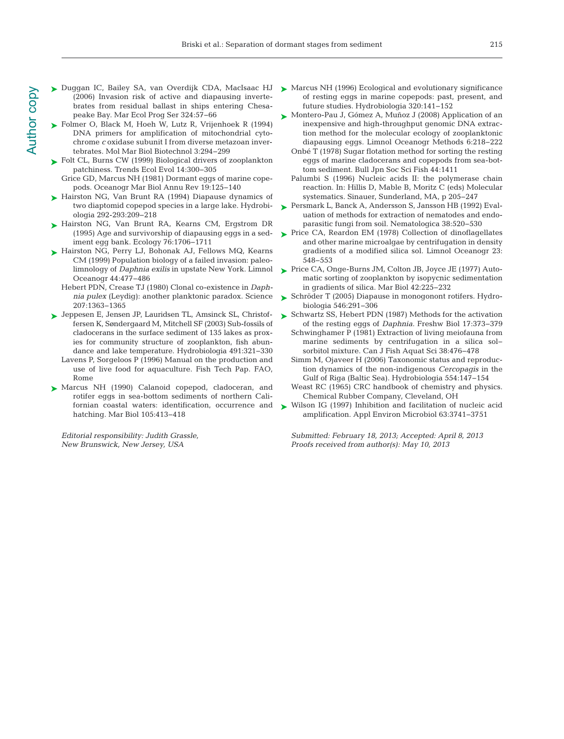Duggan IC, Bailey SA, van Overdijk CDA, MacIsaac HJ (2006) Invasion risk of active and diapausing invertebrates from residual ballast in ships entering Chesapeake Bay. Mar Ecol Prog Ser 324:57–66

Folmer O, Black M, Hoeh W, Lutz R, Vrijenhoek R (1994) DNA primers for amplification of mitochondrial cytochrome *c* oxidase subunit I from diverse metazoan invertebrates. Mol Mar Biol Biotechnol 3:294–299

Folt CL, Burns CW (1999) Biological drivers of zooplankton patchiness. Trends Ecol Evol 14:300–305

Grice GD, Marcus NH (1981) Dormant eggs of marine copepods. Oceanogr Mar Biol Annu Rev 19:125–140

Hairston NG, Van Brunt RA (1994) Diapause dynamics of two diaptomid copepod species in a large lake. Hydrobiologia 292-293:209–218

Hairston NG, Van Brunt RA, Kearns CM, Ergstrom DR (1995) Age and survivorship of diapausing eggs in a sediment egg bank. Ecology 76:1706–1711

Hairston NG, Perry LJ, Bohonak AJ, Fellows MQ, Kearns CM (1999) Population biology of a failed invasion: paleolimnology of *Daphnia exilis* in upstate New York. Limnol Oceanogr 44:477–486

Hebert PDN, Crease TJ (1980) Clonal co-existence in *Daphnia pulex* (Leydig): another planktonic paradox. Science 207:1363–1365

Jeppesen E, Jensen JP, Lauridsen TL, Amsinck SL, Christoffersen K, Søndergaard M, Mitchell SF (2003) Sub-fossils of cladocerans in the surface sediment of 135 lakes as proxies for community structure of zooplankton, fish abundance and lake temperature. Hydrobiologia 491:321–330

Lavens P, Sorgeloos P (1996) Manual on the production and use of live food for aquaculture. Fish Tech Pap. FAO, Rome

Marcus NH (1990) Calanoid copepod, cladoceran, and rotifer eggs in sea-bottom sediments of northern Californian coastal waters: identification, occurrence and hatching. Mar Biol 105:413–418

Marcus NH (1996) Ecological and evolutionary significance of resting eggs in marine copepods: past, present, and future studies. Hydrobiologia 320:141–152

Montero-Pau J, Gómez A, Muñoz J (2008) Application of an inexpensive and high-throughput genomic DNA extraction method for the molecular ecology of zooplanktonic diapausing eggs. Limnol Oceanogr Methods 6:218–222

Onbé T (1978) Sugar flotation method for sorting the resting eggs of marine cladocerans and copepods from sea-bottom sediment. Bull Jpn Soc Sci Fish 44:1411

Palumbi S (1996) Nucleic acids II: the polymerase chain reaction. In: Hillis D, Mable B, Moritz C (eds) Molecular systematics. Sinauer, Sunderland, MA, p 205–247

Persmark L, Banck A, Andersson S, Jansson HB (1992) Evaluation of methods for extraction of nematodes and endoparasitic fungi from soil. Nematologica 38:520–530

Price CA, Reardon EM (1978) Collection of dinoflagellates and other marine microalgae by centrifugation in density gradients of a modified silica sol. Limnol Oceanogr 23:548–553

Price CA, Onge-Burns JM, Colton JB, Joyce JE (1977) Automatic sorting of zooplankton by isopycnic sedimentation in gradients of silica. Mar Biol 42:225–232

Schröder T (2005) Diapause in monogonont rotifers. Hydrobiologia 546:291–306

Schwartz SS, Hebert PDN (1987) Methods for the activation of the resting eggs of *Daphnia*. Freshw Biol 17:373–379

Schwinghamer P (1981) Extraction of living meiofauna from marine sediments by centrifugation in a silica sol–sorbitol mixture. Can J Fish Aquat Sci 38:476–478

Simm M, Ojaveer H (2006) Taxonomic status and reproduction dynamics of the non-indigenous *Cercopagis* in the Gulf of Riga (Baltic Sea). Hydrobiologia 554:147–154

Weast RC (1965) CRC handbook of chemistry and physics. Chemical Rubber Company, Cleveland, OH

Wilson IG (1997) Inhibition and facilitation of nucleic acid amplification. Appl Environ Microbiol 63:3741–3751

*Editorial responsibility: Judith Grassle, New Brunswick, New Jersey, USA*

*Submitted: February 18, 2013; Accepted: April 8, 2013*
*Proofs received from author(s): May 10, 2013*